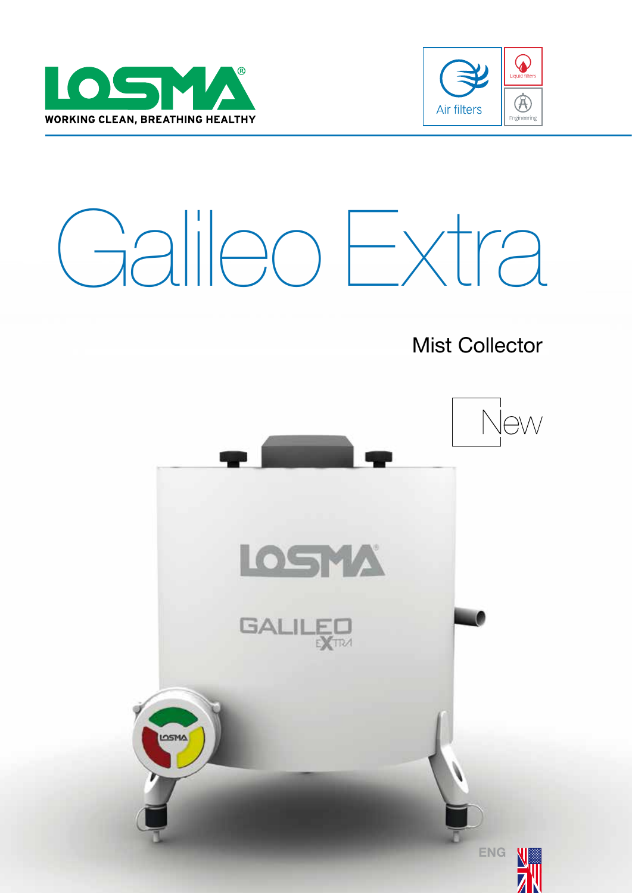LOSMA®

WORKING CLEAN, BREATHING HEALTHY

Air filters

Liquid filters

Engineering

# Galileo Extra

## Mist Collector

New

ENG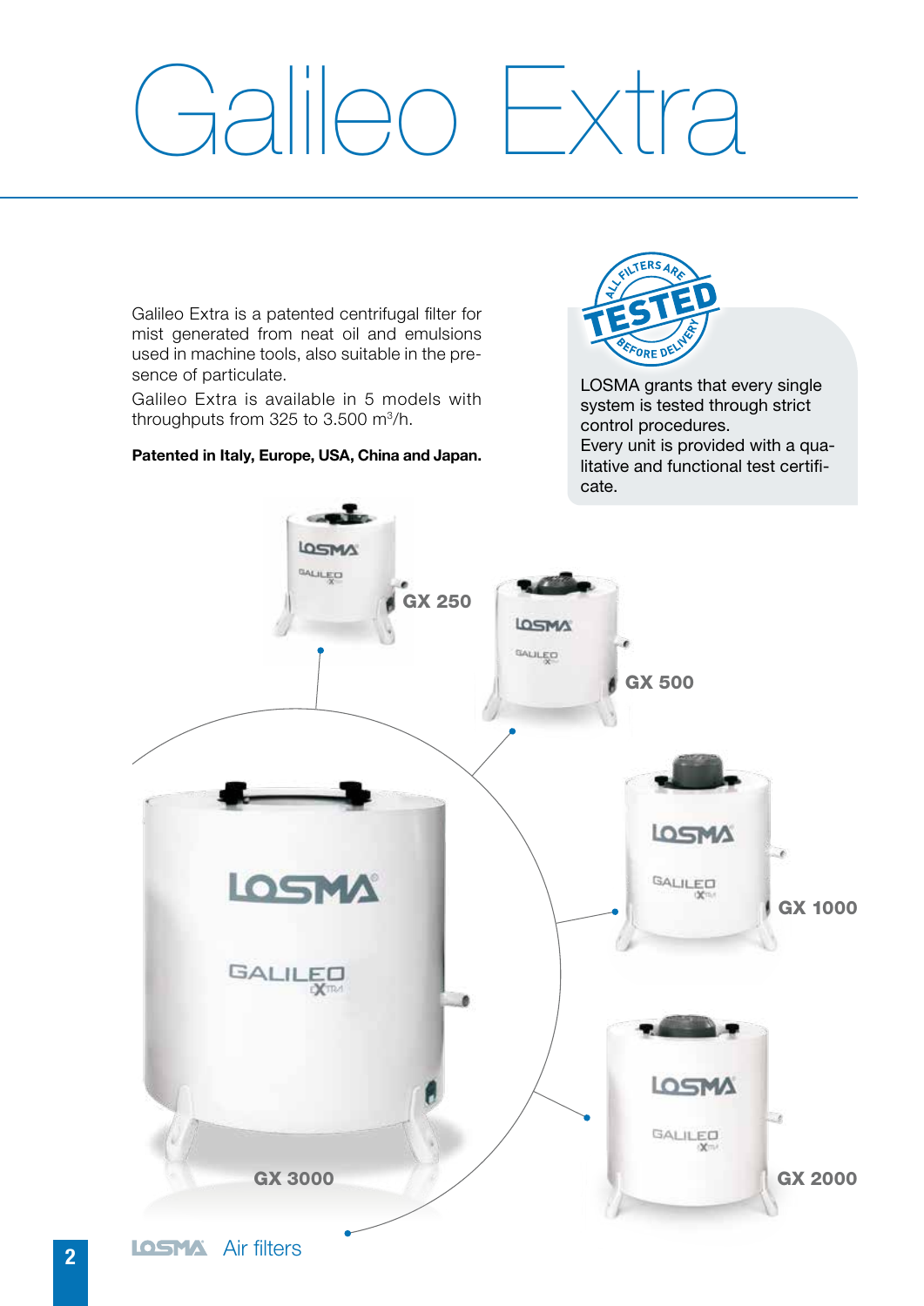# Galileo Extra

Galileo Extra is a patented centrifugal filter for mist generated from neat oil and emulsions used in machine tools, also suitable in the presence of particulate.

Galileo Extra is available in 5 models with throughputs from 325 to 3.500 $m^3$/h.

**Patented in Italy, Europe, USA, China and Japan.**

ALL FILTERS ARE TESTED BEFORE DELIVERY

LOSMA grants that every single system is tested through strict control procedures.
Every unit is provided with a qualitative and functional test certificate.

GX 250

GX 500

GX 1000

GX 2000

GX 3000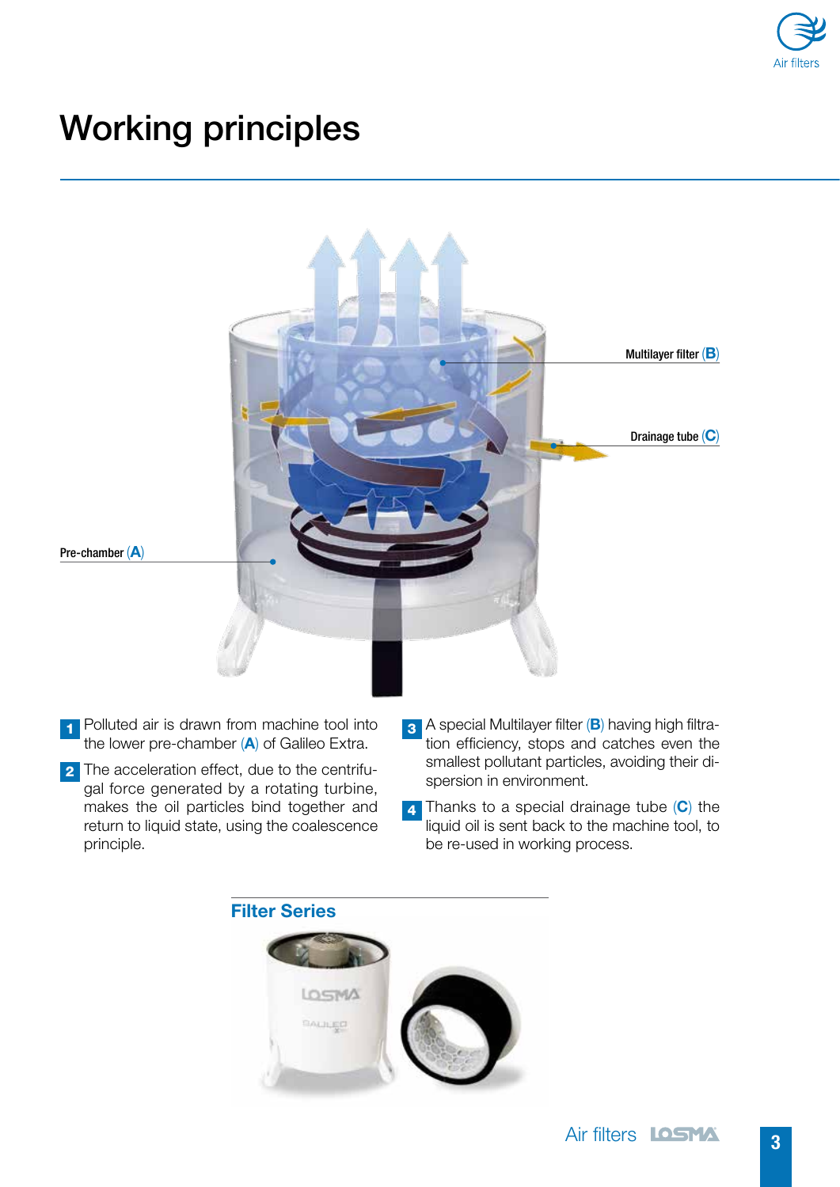# Working principles

Multilayer filter (B)

Drainage tube (C)

Pre-chamber (A)

1. Polluted air is drawn from machine tool into the lower pre-chamber (A) of Galileo Extra.
2. The acceleration effect, due to the centrifugal force generated by a rotating turbine, makes the oil particles bind together and return to liquid state, using the coalescence principle.
3. A special Multilayer filter (B) having high filtration efficiency, stops and catches even the smallest pollutant particles, avoiding their dispersion in environment.
4. Thanks to a special drainage tube (C) the liquid oil is sent back to the machine tool, to be re-used in working process.

## Filter Series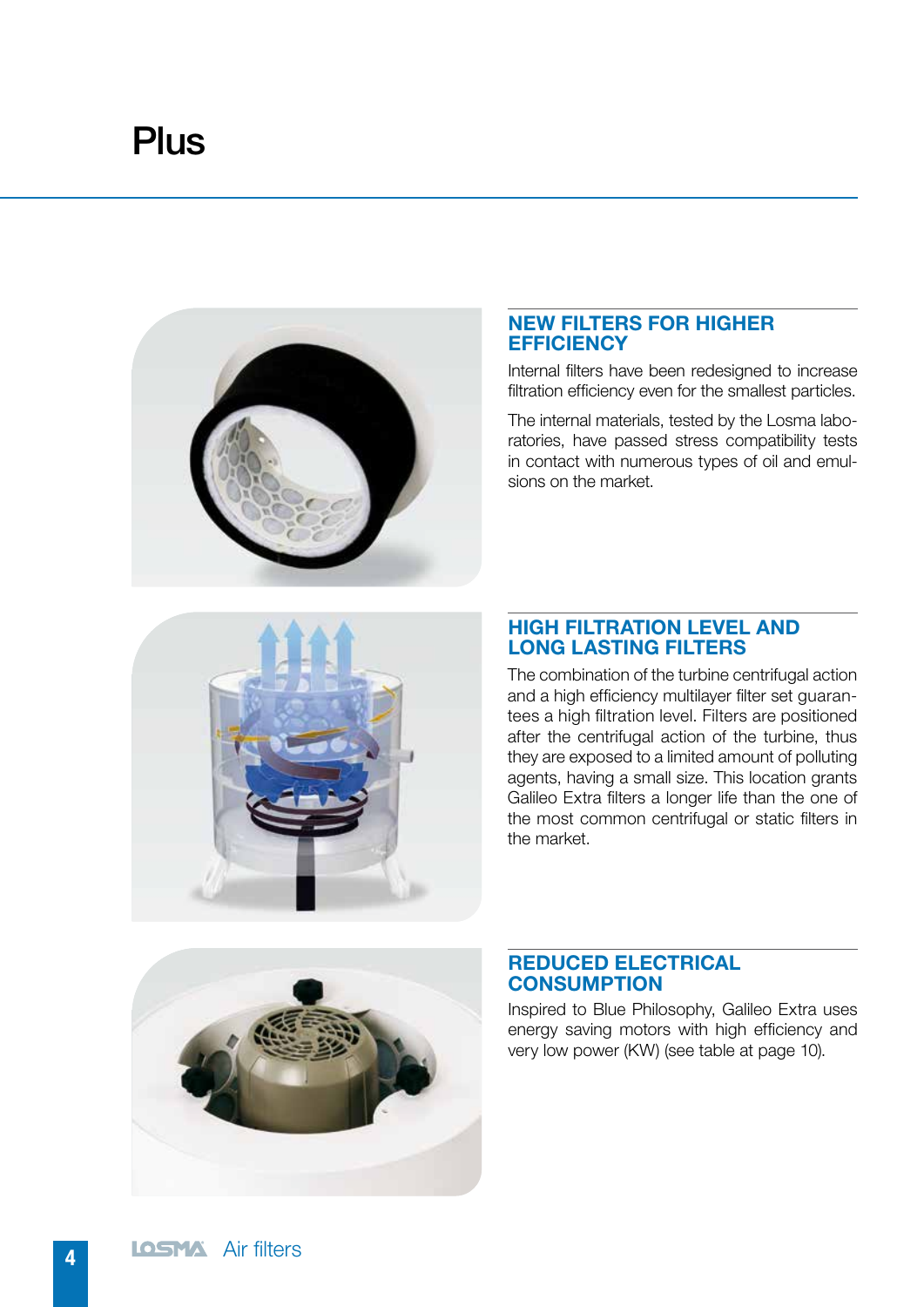# Plus

## NEW FILTERS FOR HIGHER EFFICIENCY

Internal filters have been redesigned to increase filtration efficiency even for the smallest particles.

The internal materials, tested by the Losma laboratories, have passed stress compatibility tests in contact with numerous types of oil and emulsions on the market.

## HIGH FILTRATION LEVEL AND LONG LASTING FILTERS

The combination of the turbine centrifugal action and a high efficiency multilayer filter set guarantees a high filtration level. Filters are positioned after the centrifugal action of the turbine, thus they are exposed to a limited amount of polluting agents, having a small size. This location grants Galileo Extra filters a longer life than the one of the most common centrifugal or static filters in the market.

## REDUCED ELECTRICAL CONSUMPTION

Inspired to Blue Philosophy, Galileo Extra uses energy saving motors with high efficiency and very low power (KW) (see table at page 10).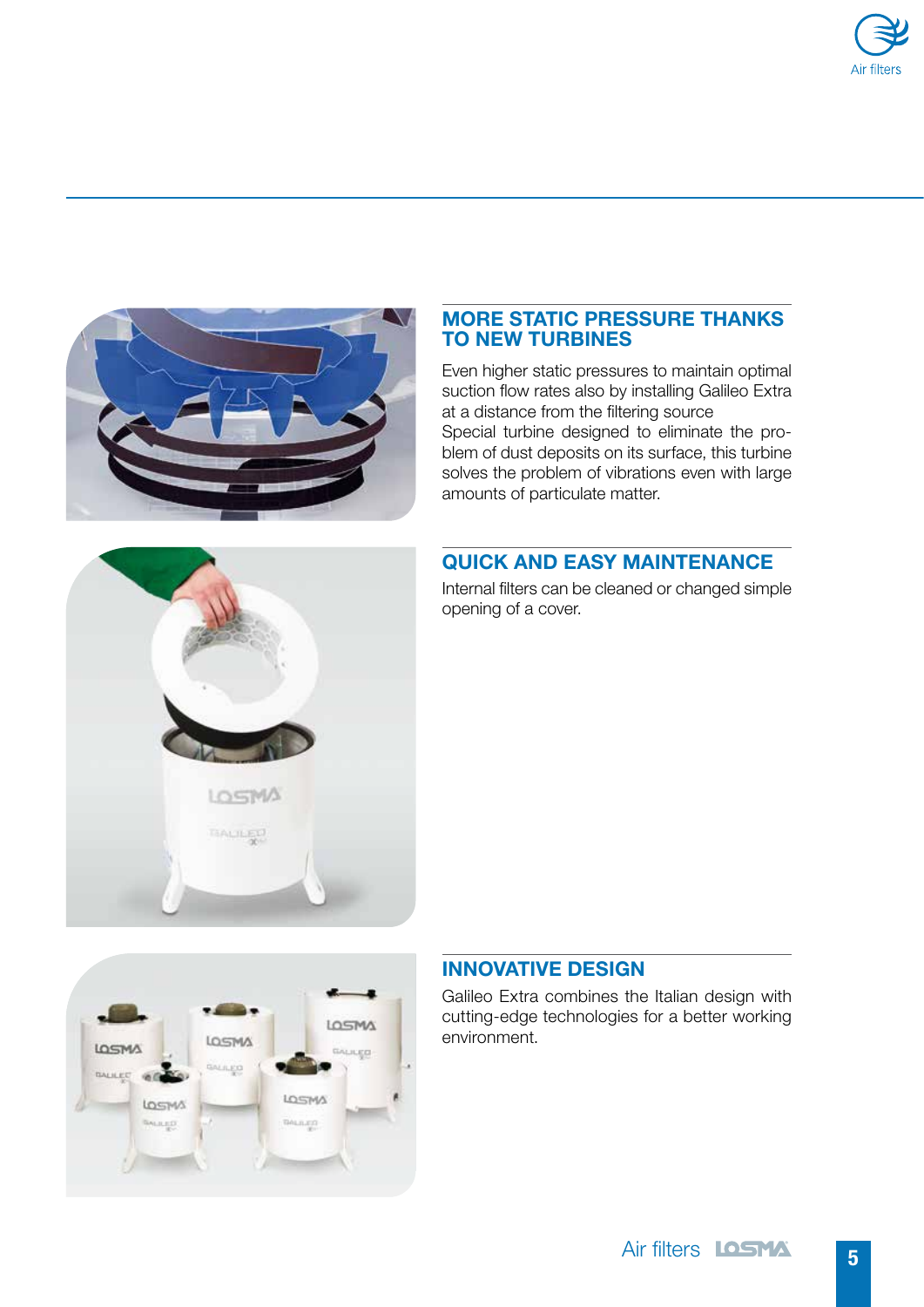## MORE STATIC PRESSURE THANKS TO NEW TURBINES

Even higher static pressures to maintain optimal suction flow rates also by installing Galileo Extra at a distance from the filtering source
Special turbine designed to eliminate the problem of dust deposits on its surface, this turbine solves the problem of vibrations even with large amounts of particulate matter.

## QUICK AND EASY MAINTENANCE

Internal filters can be cleaned or changed simple opening of a cover.

## INNOVATIVE DESIGN

Galileo Extra combines the Italian design with cutting-edge technologies for a better working environment.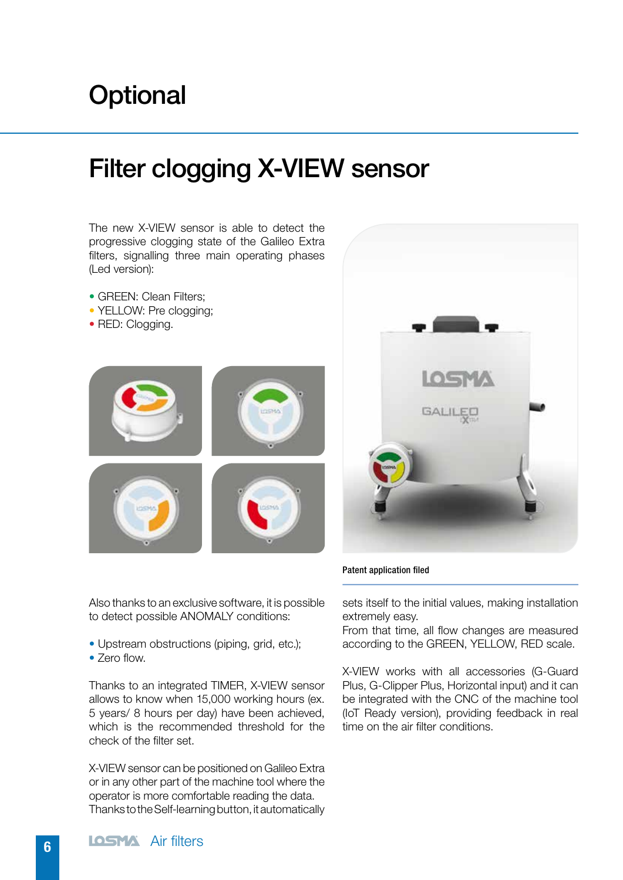# Optional

## Filter clogging X-VIEW sensor

The new X-VIEW sensor is able to detect the progressive clogging state of the Galileo Extra filters, signalling three main operating phases (Led version):

- GREEN: Clean Filters;
- YELLOW: Pre clogging;
- RED: Clogging.

Patent application filed

Also thanks to an exclusive software, it is possible to detect possible ANOMALY conditions:

- Upstream obstructions (piping, grid, etc.);
- Zero flow.

Thanks to an integrated TIMER, X-VIEW sensor allows to know when 15,000 working hours (ex. 5 years/ 8 hours per day) have been achieved, which is the recommended threshold for the check of the filter set.

X-VIEW sensor can be positioned on Galileo Extra or in any other part of the machine tool where the operator is more comfortable reading the data. Thanks to the Self-learning button, it automatically sets itself to the initial values, making installation extremely easy.
From that time, all flow changes are measured according to the GREEN, YELLOW, RED scale.

X-VIEW works with all accessories (G-Guard Plus, G-Clipper Plus, Horizontal input) and it can be integrated with the CNC of the machine tool (IoT Ready version), providing feedback in real time on the air filter conditions.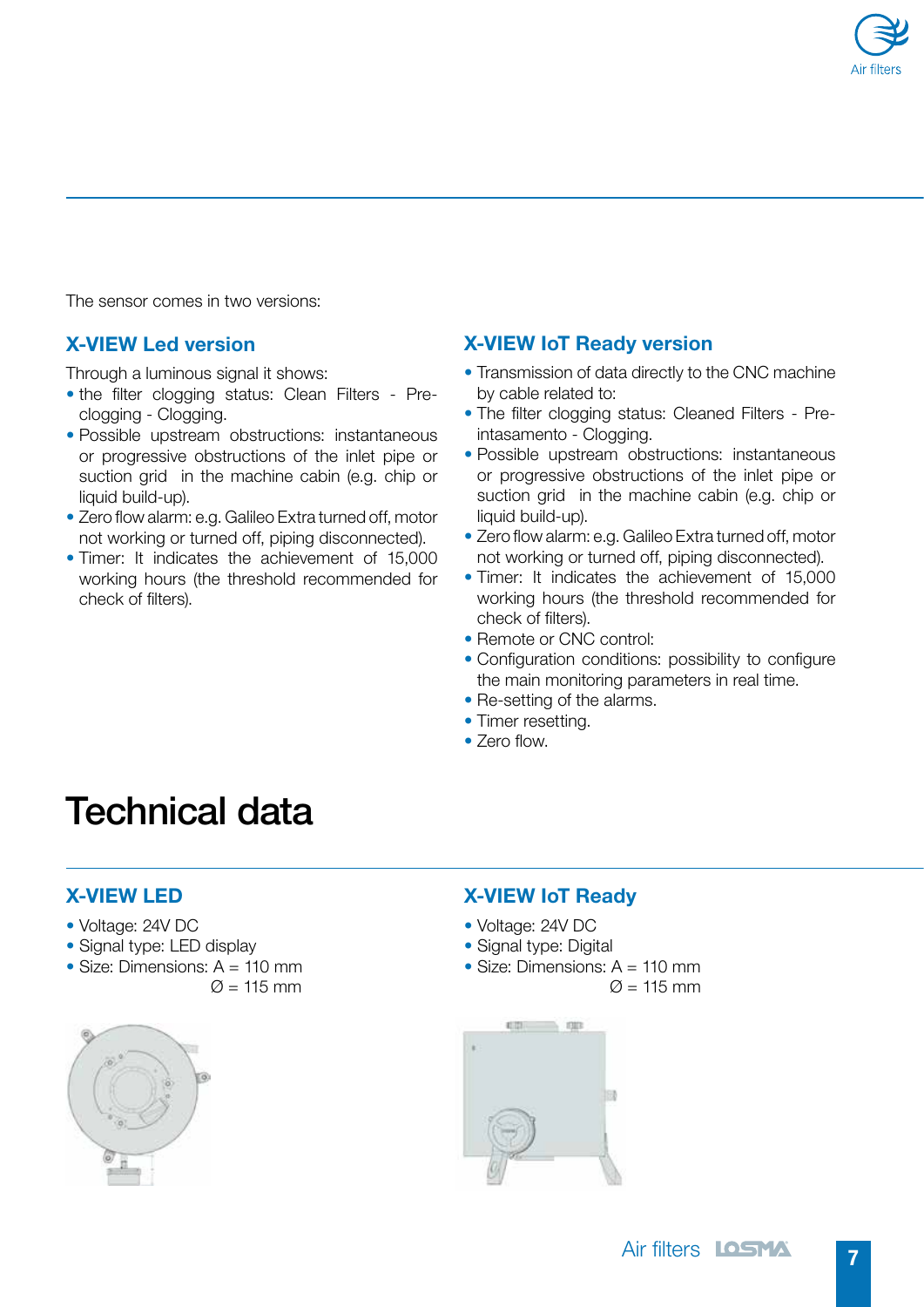The sensor comes in two versions:

### X-VIEW Led version

Through a luminous signal it shows:

- the filter clogging status: Clean Filters - Pre-clogging - Clogging.
- Possible upstream obstructions: instantaneous or progressive obstructions of the inlet pipe or suction grid in the machine cabin (e.g. chip or liquid build-up).
- Zero flow alarm: e.g. Galileo Extra turned off, motor not working or turned off, piping disconnected).
- Timer: It indicates the achievement of 15,000 working hours (the threshold recommended for check of filters).

### X-VIEW IoT Ready version

- Transmission of data directly to the CNC machine by cable related to:
- The filter clogging status: Cleaned Filters - Pre-intasamento - Clogging.
- Possible upstream obstructions: instantaneous or progressive obstructions of the inlet pipe or suction grid in the machine cabin (e.g. chip or liquid build-up).
- Zero flow alarm: e.g. Galileo Extra turned off, motor not working or turned off, piping disconnected).
- Timer: It indicates the achievement of 15,000 working hours (the threshold recommended for check of filters).
- Remote or CNC control:
- Configuration conditions: possibility to configure the main monitoring parameters in real time.
- Re-setting of the alarms.
- Timer resetting.
- Zero flow.

# Technical data

### X-VIEW LED

- Voltage: 24V DC
- Signal type: LED display
- Size: Dimensions: A = 110 mm
  Ø = 115 mm

### X-VIEW IoT Ready

- Voltage: 24V DC
- Signal type: Digital
- Size: Dimensions: A = 110 mm
  Ø = 115 mm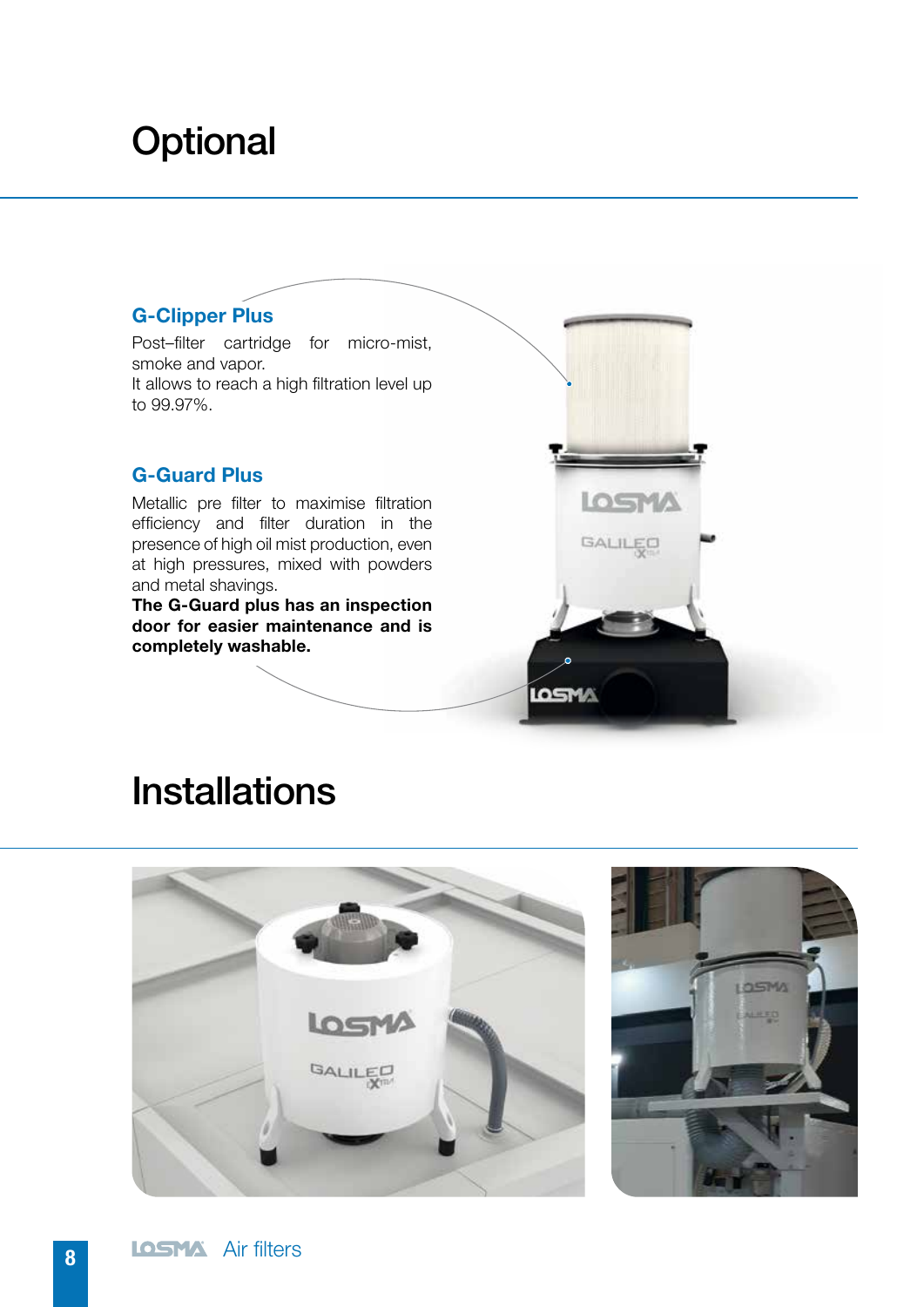# Optional

### G-Clipper Plus

Post–filter cartridge for micro-mist, smoke and vapor.
It allows to reach a high filtration level up to 99.97%.

### G-Guard Plus

Metallic pre filter to maximise filtration efficiency and filter duration in the presence of high oil mist production, even at high pressures, mixed with powders and metal shavings.
**The G-Guard plus has an inspection door for easier maintenance and is completely washable.**

# Installations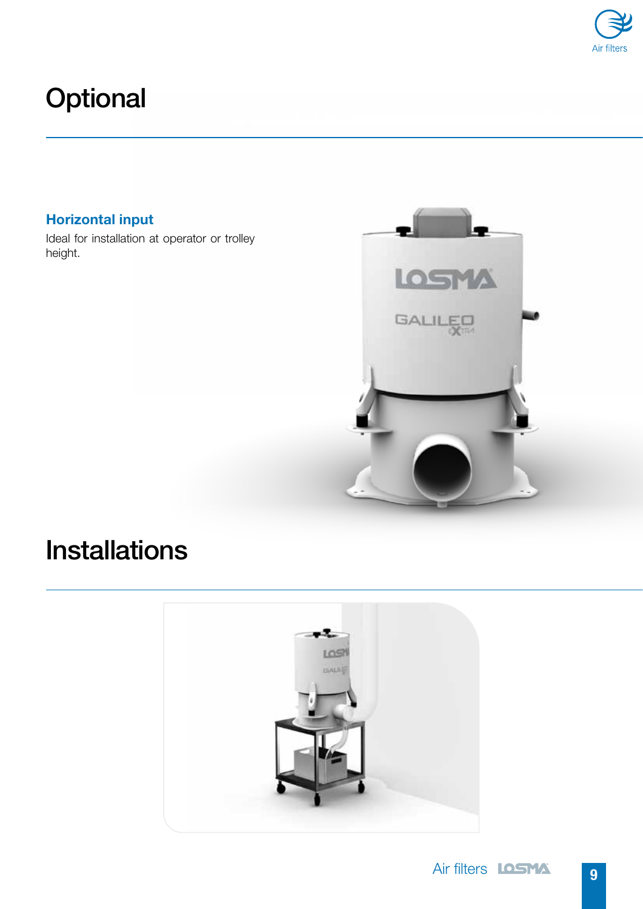# Optional

### Horizontal input

Ideal for installation at operator or trolley height.

# Installations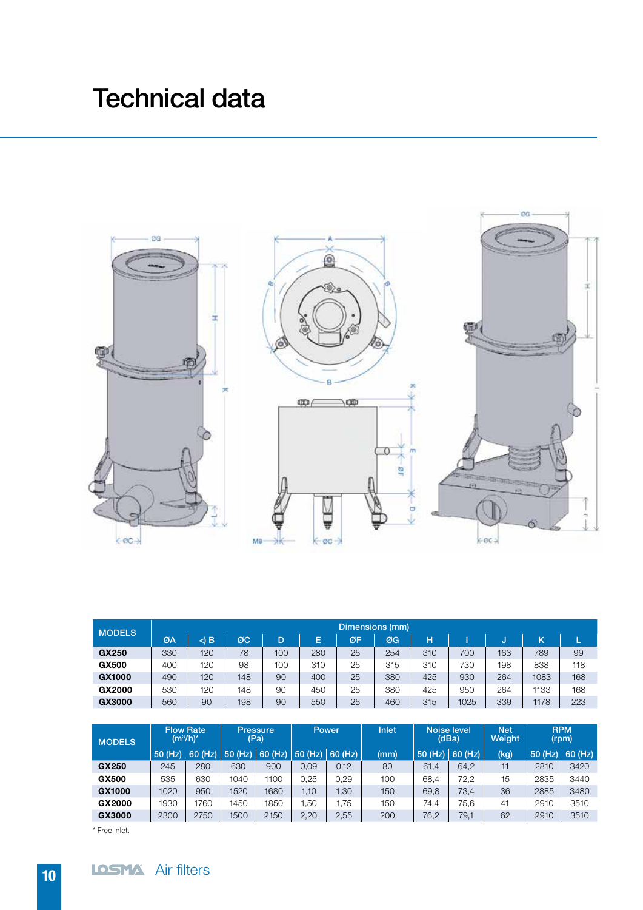# Technical data

| MODELS | Dimensions (mm) | | | | | | | | | | | |
|---|---|---|---|---|---|---|---|---|---|---|---|---|
| | ØA | ∢ B | ØC | D | E | ØF | ØG | H | I | J | K | L |
| **GX250** | 330 | 120 | 78 | 100 | 280 | 25 | 254 | 310 | 700 | 163 | 789 | 99 |
| **GX500** | 400 | 120 | 98 | 100 | 310 | 25 | 315 | 310 | 730 | 198 | 838 | 118 |
| **GX1000** | 490 | 120 | 148 | 90 | 400 | 25 | 380 | 425 | 930 | 264 | 1083 | 168 |
| **GX2000** | 530 | 120 | 148 | 90 | 450 | 25 | 380 | 425 | 950 | 264 | 1133 | 168 |
| **GX3000** | 560 | 90 | 198 | 90 | 550 | 25 | 460 | 315 | 1025 | 339 | 1178 | 223 |

| MODELS | Flow Rate ($m^3/h$)* | | Pressure (Pa) | | Power | | Inlet | Noise level (dBa) | | Net Weight | RPM (rpm) | |
|---|---|---|---|---|---|---|---|---|---|---|---|---|
| | 50 (Hz) | 60 (Hz) | 50 (Hz) | 60 (Hz) | 50 (Hz) | 60 (Hz) | (mm) | 50 (Hz) | 60 (Hz) | (kg) | 50 (Hz) | 60 (Hz) |
| **GX250** | 245 | 280 | 630 | 900 | 0,09 | 0,12 | 80 | 61,4 | 64,2 | 11 | 2810 | 3420 |
| **GX500** | 535 | 630 | 1040 | 1100 | 0,25 | 0,29 | 100 | 68,4 | 72,2 | 15 | 2835 | 3440 |
| **GX1000** | 1020 | 950 | 1520 | 1680 | 1,10 | 1,30 | 150 | 69,8 | 73,4 | 36 | 2885 | 3480 |
| **GX2000** | 1930 | 1760 | 1450 | 1850 | 1,50 | 1,75 | 150 | 74,4 | 75,6 | 41 | 2910 | 3510 |
| **GX3000** | 2300 | 2750 | 1500 | 2150 | 2,20 | 2,55 | 200 | 76,2 | 79,1 | 62 | 2910 | 3510 |

\* Free inlet.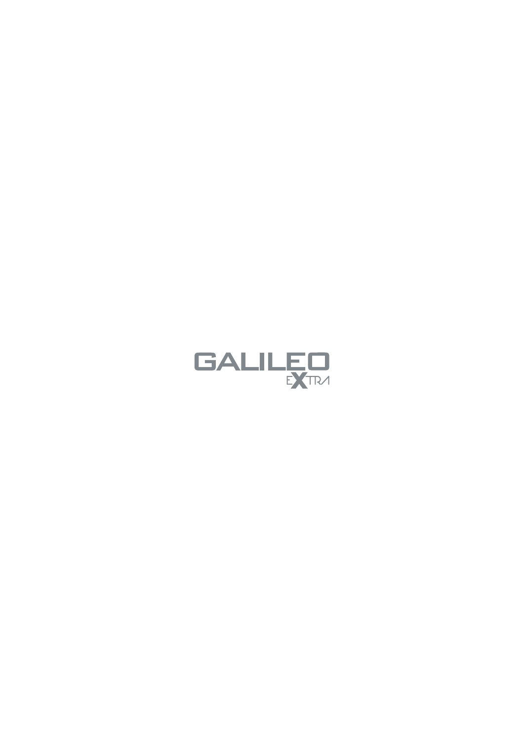GALILEO

EXTRA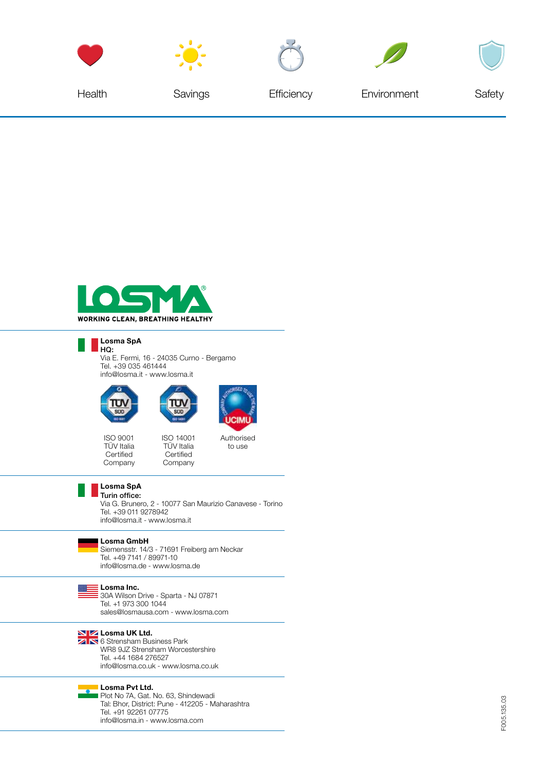Health

Savings

Efficiency

Environment

Safety

LOSMA

WORKING CLEAN, BREATHING HEALTHY

**Losma SpA**
**HQ:**
Via E. Fermi, 16 - 24035 Curno - Bergamo
Tel. +39 035 461444
info@losma.it - www.losma.it

ISO 9001
TÜV Italia
Certified
Company

ISO 14001
TÜV Italia
Certified
Company

Authorised
to use

**Losma SpA**
**Turin office:**
Via G. Brunero, 2 - 10077 San Maurizio Canavese - Torino
Tel. +39 011 9278942
info@losma.it - www.losma.it

**Losma GmbH**
Siemensstr. 14/3 - 71691 Freiberg am Neckar
Tel. +49 7141 / 89971-10
info@losma.de - www.losma.de

**Losma Inc.**
30A Wilson Drive - Sparta - NJ 07871
Tel. +1 973 300 1044
sales@losmausa.com - www.losma.com

**Losma UK Ltd.**
6 Strensham Business Park
WR8 9JZ Strensham Worcestershire
Tel. +44 1684 276527
info@losma.co.uk - www.losma.co.uk

**Losma Pvt Ltd.**
Plot No 7A, Gat. No. 63, Shindewadi
Tal: Bhor, District: Pune - 412205 - Maharashtra
Tel. +91 92261 07775
info@losma.in - www.losma.com

F005.135.03